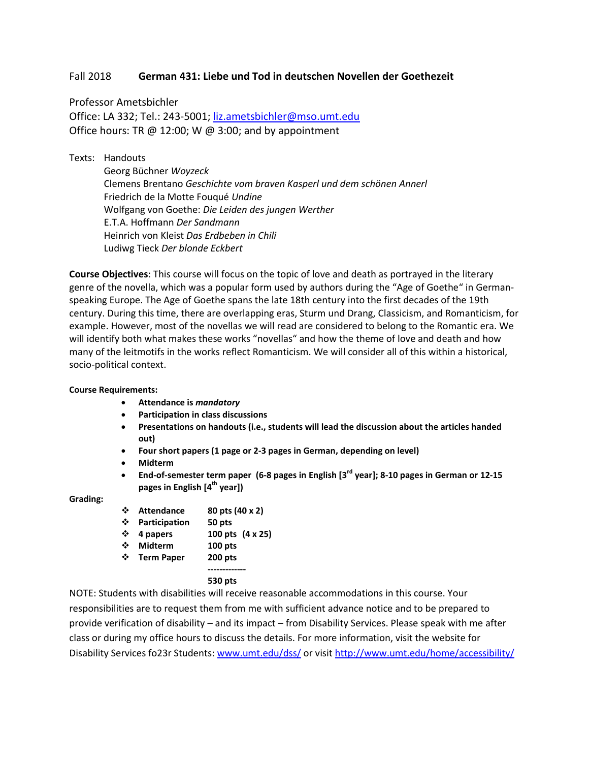Fall 2018 **German 431: Liebe und Tod in deutschen Novellen der Goethezeit**

Professor Ametsbichler
Office: LA 332; Tel.: 243-5001; liz.ametsbichler@mso.umt.edu
Office hours: TR @ 12:00; W @ 3:00; and by appointment

Texts: Handouts
Georg Büchner *Woyzeck*
Clemens Brentano *Geschichte vom braven Kasperl und dem schönen Annerl*
Friedrich de la Motte Fouqué *Undine*
Wolfgang von Goethe: *Die Leiden des jungen Werther*
E.T.A. Hoffmann *Der Sandmann*
Heinrich von Kleist *Das Erdbeben in Chili*
Ludiwg Tieck *Der blonde Eckbert*

**Course Objectives**: This course will focus on the topic of love and death as portrayed in the literary genre of the novella, which was a popular form used by authors during the "Age of Goethe" in German-speaking Europe. The Age of Goethe spans the late 18th century into the first decades of the 19th century. During this time, there are overlapping eras, Sturm und Drang, Classicism, and Romanticism, for example. However, most of the novellas we will read are considered to belong to the Romantic era. We will identify both what makes these works "novellas" and how the theme of love and death and how many of the leitmotifs in the works reflect Romanticism. We will consider all of this within a historical, socio-political context.

**Course Requirements:**

- **Attendance is *mandatory***
- **Participation in class discussions**
- **Presentations on handouts (i.e., students will lead the discussion about the articles handed out)**
- **Four short papers (1 page or 2-3 pages in German, depending on level)**
- **Midterm**
- **End-of-semester term paper (6-8 pages in English [3rd year]; 8-10 pages in German or 12-15 pages in English [4th year])**

**Grading:**

- **Attendance** **80 pts (40 x 2)**
- **Participation** **50 pts**
- **4 papers** **100 pts (4 x 25)**
- **Midterm** **100 pts**
- **Term Paper** **200 pts**

**-------------**
**530 pts**

NOTE: Students with disabilities will receive reasonable accommodations in this course. Your responsibilities are to request them from me with sufficient advance notice and to be prepared to provide verification of disability – and its impact – from Disability Services. Please speak with me after class or during my office hours to discuss the details. For more information, visit the website for Disability Services fo23r Students: www.umt.edu/dss/ or visit http://www.umt.edu/home/accessibility/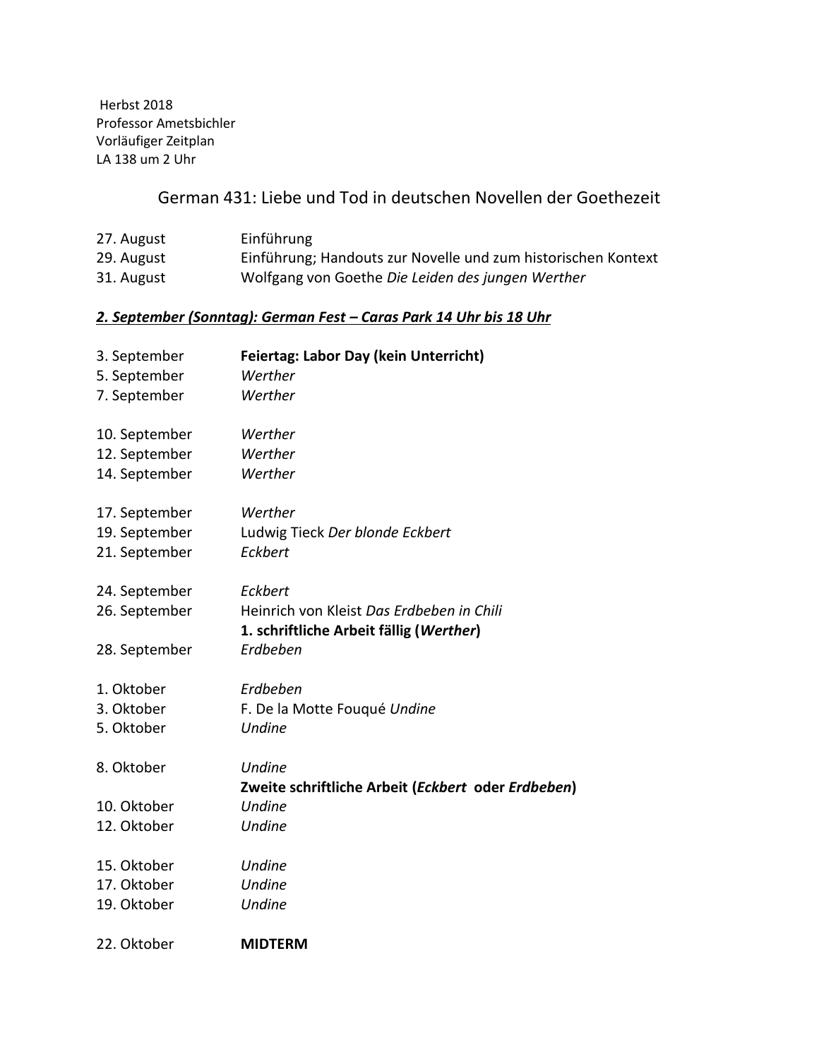Herbst 2018
Professor Ametsbichler
Vorläufiger Zeitplan
LA 138 um 2 Uhr

## German 431: Liebe und Tod in deutschen Novellen der Goethezeit

| | |
|---|---|
| 27. August | Einführung |
| 29. August | Einführung; Handouts zur Novelle und zum historischen Kontext |
| 31. August | Wolfgang von Goethe *Die Leiden des jungen Werther* |

***2. September (Sonntag): German Fest – Caras Park 14 Uhr bis 18 Uhr***

| | |
|---|---|
| 3. September | **Feiertag: Labor Day (kein Unterricht)** |
| 5. September | *Werther* |
| 7. September | *Werther* |
| 10. September | *Werther* |
| 12. September | *Werther* |
| 14. September | *Werther* |
| 17. September | *Werther* |
| 19. September | Ludwig Tieck *Der blonde Eckbert* |
| 21. September | *Eckbert* |
| 24. September | *Eckbert* |
| 26. September | Heinrich von Kleist *Das Erdbeben in Chili* **1. schriftliche Arbeit fällig (*Werther*)** |
| 28. September | *Erdbeben* |
| 1. Oktober | *Erdbeben* |
| 3. Oktober | F. De la Motte Fouqué *Undine* |
| 5. Oktober | *Undine* |
| 8. Oktober | *Undine* **Zweite schriftliche Arbeit (*Eckbert* oder *Erdbeben*)** |
| 10. Oktober | *Undine* |
| 12. Oktober | *Undine* |
| 15. Oktober | *Undine* |
| 17. Oktober | *Undine* |
| 19. Oktober | *Undine* |
| 22. Oktober | **MIDTERM** |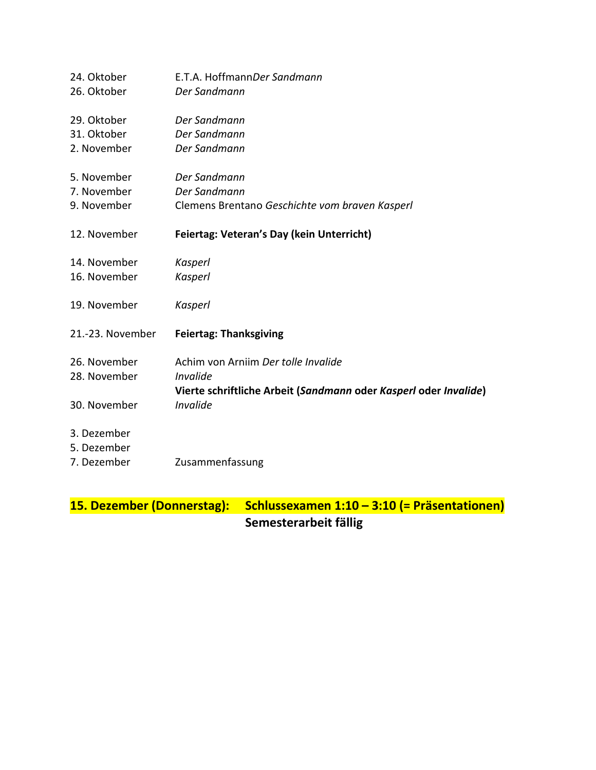| | |
|---|---|
| 24. Oktober | E.T.A. Hoffmann*Der Sandmann* |
| 26. Oktober | *Der Sandmann* |
| 29. Oktober | *Der Sandmann* |
| 31. Oktober | *Der Sandmann* |
| 2. November | *Der Sandmann* |
| 5. November | *Der Sandmann* |
| 7. November | *Der Sandmann* |
| 9. November | Clemens Brentano *Geschichte vom braven Kasperl* |
| 12. November | **Feiertag: Veteran's Day (kein Unterricht)** |
| 14. November | *Kasperl* |
| 16. November | *Kasperl* |
| 19. November | *Kasperl* |
| 21.-23. November | **Feiertag: Thanksgiving** |
| 26. November | Achim von Arniim *Der tolle Invalide* |
| 28. November | *Invalide* |
| | **Vierte schriftliche Arbeit (*Sandmann* oder *Kasperl* oder *Invalide*)** |
| 30. November | *Invalide* |
| 3. Dezember | |
| 5. Dezember | |
| 7. Dezember | Zusammenfassung |

**15. Dezember (Donnerstag): Schlussexamen 1:10 – 3:10 (= Präsentationen)**
**Semesterarbeit fällig**